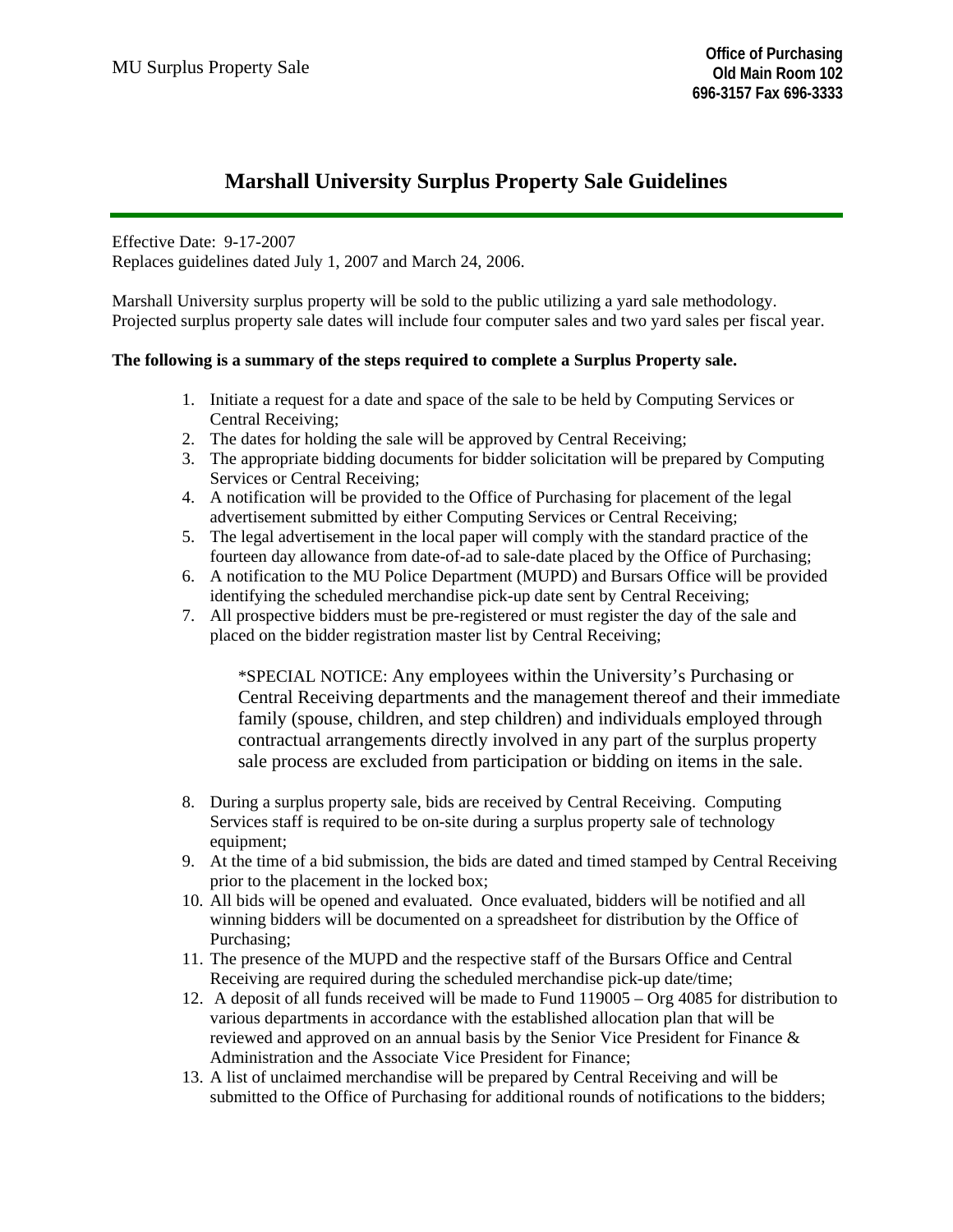MU Surplus Property Sale

**Office of Purchasing**
**Old Main Room 102**
**696-3157 Fax 696-3333**

# Marshall University Surplus Property Sale Guidelines

Effective Date: 9-17-2007
Replaces guidelines dated July 1, 2007 and March 24, 2006.

Marshall University surplus property will be sold to the public utilizing a yard sale methodology. Projected surplus property sale dates will include four computer sales and two yard sales per fiscal year.

**The following is a summary of the steps required to complete a Surplus Property sale.**

1. Initiate a request for a date and space of the sale to be held by Computing Services or Central Receiving;
2. The dates for holding the sale will be approved by Central Receiving;
3. The appropriate bidding documents for bidder solicitation will be prepared by Computing Services or Central Receiving;
4. A notification will be provided to the Office of Purchasing for placement of the legal advertisement submitted by either Computing Services or Central Receiving;
5. The legal advertisement in the local paper will comply with the standard practice of the fourteen day allowance from date-of-ad to sale-date placed by the Office of Purchasing;
6. A notification to the MU Police Department (MUPD) and Bursars Office will be provided identifying the scheduled merchandise pick-up date sent by Central Receiving;
7. All prospective bidders must be pre-registered or must register the day of the sale and placed on the bidder registration master list by Central Receiving;

   *SPECIAL NOTICE: Any employees within the University's Purchasing or Central Receiving departments and the management thereof and their immediate family (spouse, children, and step children) and individuals employed through contractual arrangements directly involved in any part of the surplus property sale process are excluded from participation or bidding on items in the sale.

8. During a surplus property sale, bids are received by Central Receiving. Computing Services staff is required to be on-site during a surplus property sale of technology equipment;
9. At the time of a bid submission, the bids are dated and timed stamped by Central Receiving prior to the placement in the locked box;
10. All bids will be opened and evaluated. Once evaluated, bidders will be notified and all winning bidders will be documented on a spreadsheet for distribution by the Office of Purchasing;
11. The presence of the MUPD and the respective staff of the Bursars Office and Central Receiving are required during the scheduled merchandise pick-up date/time;
12. A deposit of all funds received will be made to Fund 119005 – Org 4085 for distribution to various departments in accordance with the established allocation plan that will be reviewed and approved on an annual basis by the Senior Vice President for Finance & Administration and the Associate Vice President for Finance;
13. A list of unclaimed merchandise will be prepared by Central Receiving and will be submitted to the Office of Purchasing for additional rounds of notifications to the bidders;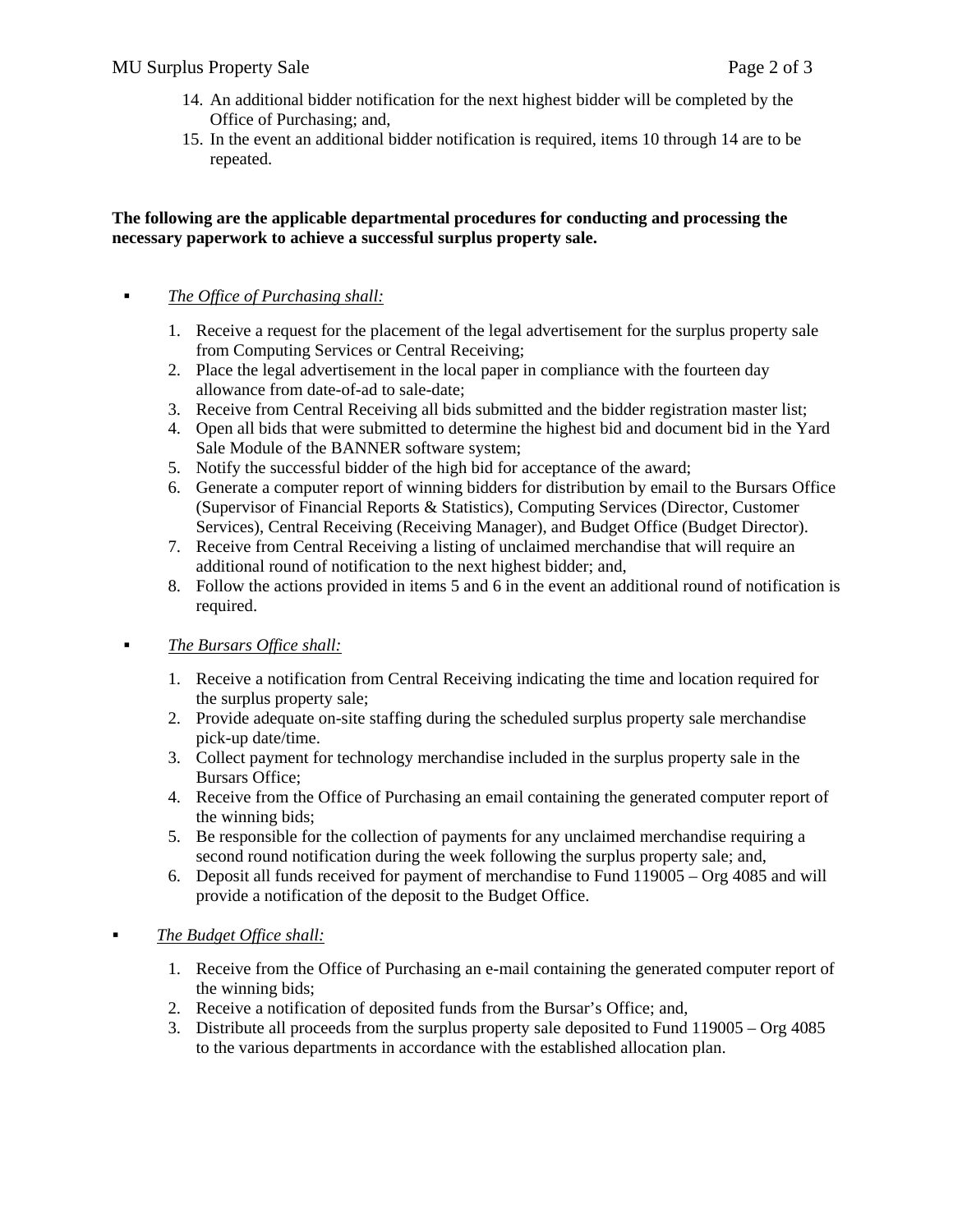14. An additional bidder notification for the next highest bidder will be completed by the Office of Purchasing; and,
15. In the event an additional bidder notification is required, items 10 through 14 are to be repeated.

**The following are the applicable departmental procedures for conducting and processing the necessary paperwork to achieve a successful surplus property sale.**

- *The Office of Purchasing shall:*

  1. Receive a request for the placement of the legal advertisement for the surplus property sale from Computing Services or Central Receiving;
  2. Place the legal advertisement in the local paper in compliance with the fourteen day allowance from date-of-ad to sale-date;
  3. Receive from Central Receiving all bids submitted and the bidder registration master list;
  4. Open all bids that were submitted to determine the highest bid and document bid in the Yard Sale Module of the BANNER software system;
  5. Notify the successful bidder of the high bid for acceptance of the award;
  6. Generate a computer report of winning bidders for distribution by email to the Bursars Office (Supervisor of Financial Reports & Statistics), Computing Services (Director, Customer Services), Central Receiving (Receiving Manager), and Budget Office (Budget Director).
  7. Receive from Central Receiving a listing of unclaimed merchandise that will require an additional round of notification to the next highest bidder; and,
  8. Follow the actions provided in items 5 and 6 in the event an additional round of notification is required.

- *The Bursars Office shall:*

  1. Receive a notification from Central Receiving indicating the time and location required for the surplus property sale;
  2. Provide adequate on-site staffing during the scheduled surplus property sale merchandise pick-up date/time.
  3. Collect payment for technology merchandise included in the surplus property sale in the Bursars Office;
  4. Receive from the Office of Purchasing an email containing the generated computer report of the winning bids;
  5. Be responsible for the collection of payments for any unclaimed merchandise requiring a second round notification during the week following the surplus property sale; and,
  6. Deposit all funds received for payment of merchandise to Fund 119005 – Org 4085 and will provide a notification of the deposit to the Budget Office.

- *The Budget Office shall:*

  1. Receive from the Office of Purchasing an e-mail containing the generated computer report of the winning bids;
  2. Receive a notification of deposited funds from the Bursar's Office; and,
  3. Distribute all proceeds from the surplus property sale deposited to Fund 119005 – Org 4085 to the various departments in accordance with the established allocation plan.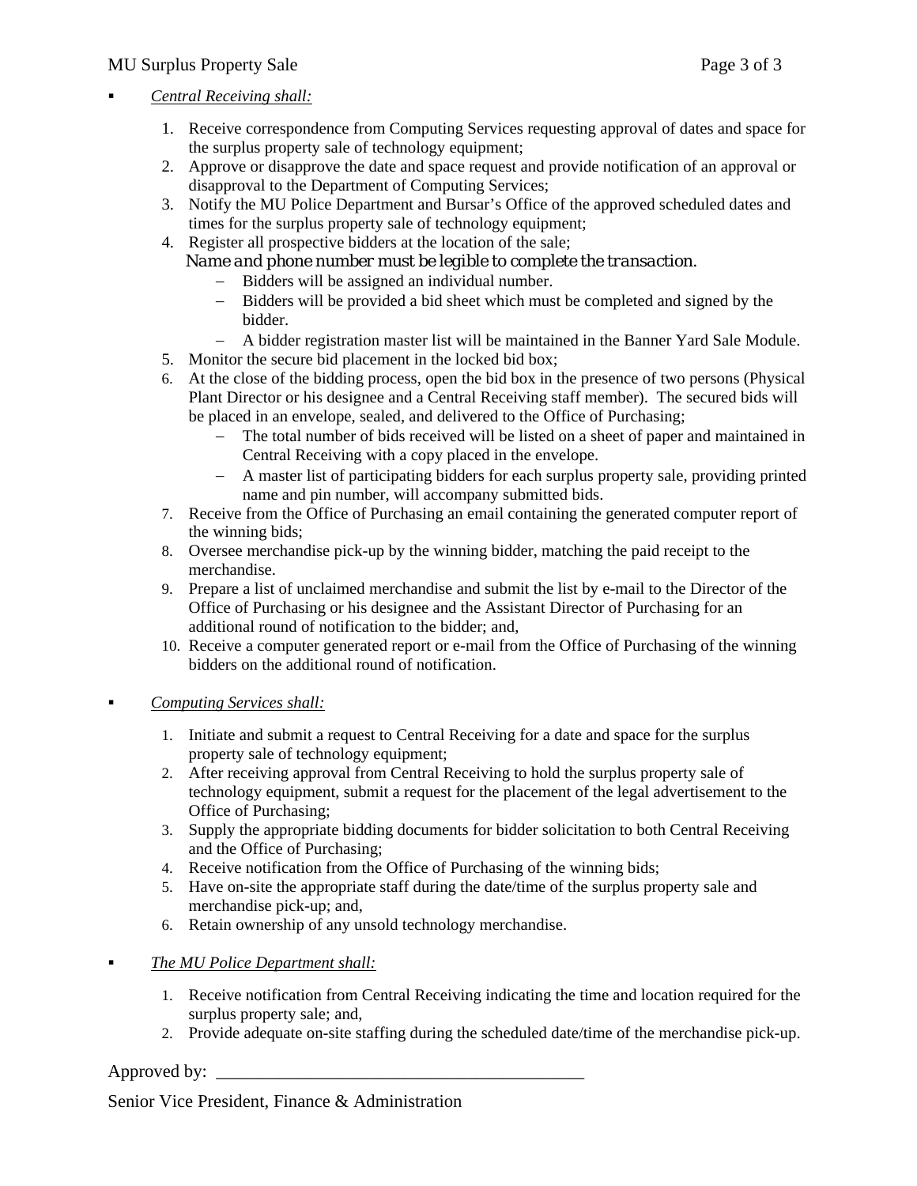- *Central Receiving shall:*

  1. Receive correspondence from Computing Services requesting approval of dates and space for the surplus property sale of technology equipment;
  2. Approve or disapprove the date and space request and provide notification of an approval or disapproval to the Department of Computing Services;
  3. Notify the MU Police Department and Bursar's Office of the approved scheduled dates and times for the surplus property sale of technology equipment;
  4. Register all prospective bidders at the location of the sale;
     *Name and phone number must be legible to complete the transaction.*
     - Bidders will be assigned an individual number.
     - Bidders will be provided a bid sheet which must be completed and signed by the bidder.
     - A bidder registration master list will be maintained in the Banner Yard Sale Module.
  5. Monitor the secure bid placement in the locked bid box;
  6. At the close of the bidding process, open the bid box in the presence of two persons (Physical Plant Director or his designee and a Central Receiving staff member). The secured bids will be placed in an envelope, sealed, and delivered to the Office of Purchasing;
     - The total number of bids received will be listed on a sheet of paper and maintained in Central Receiving with a copy placed in the envelope.
     - A master list of participating bidders for each surplus property sale, providing printed name and pin number, will accompany submitted bids.
  7. Receive from the Office of Purchasing an email containing the generated computer report of the winning bids;
  8. Oversee merchandise pick-up by the winning bidder, matching the paid receipt to the merchandise.
  9. Prepare a list of unclaimed merchandise and submit the list by e-mail to the Director of the Office of Purchasing or his designee and the Assistant Director of Purchasing for an additional round of notification to the bidder; and,
  10. Receive a computer generated report or e-mail from the Office of Purchasing of the winning bidders on the additional round of notification.

- *Computing Services shall:*

  1. Initiate and submit a request to Central Receiving for a date and space for the surplus property sale of technology equipment;
  2. After receiving approval from Central Receiving to hold the surplus property sale of technology equipment, submit a request for the placement of the legal advertisement to the Office of Purchasing;
  3. Supply the appropriate bidding documents for bidder solicitation to both Central Receiving and the Office of Purchasing;
  4. Receive notification from the Office of Purchasing of the winning bids;
  5. Have on-site the appropriate staff during the date/time of the surplus property sale and merchandise pick-up; and,
  6. Retain ownership of any unsold technology merchandise.

- *The MU Police Department shall:*

  1. Receive notification from Central Receiving indicating the time and location required for the surplus property sale; and,
  2. Provide adequate on-site staffing during the scheduled date/time of the merchandise pick-up.

Approved by: ________________________________________

Senior Vice President, Finance & Administration